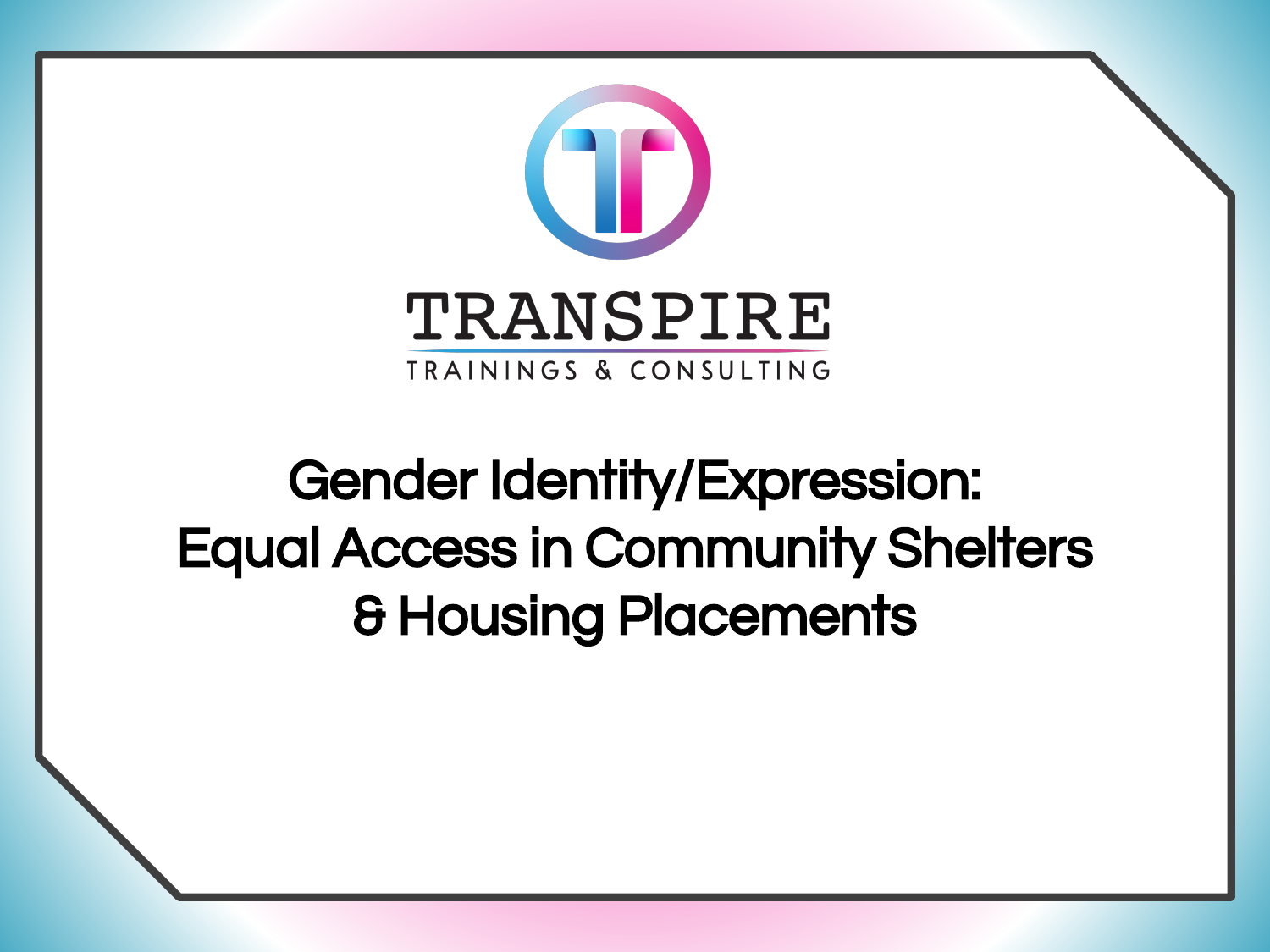TRANSPIRE

TRAININGS & CONSULTING

# Gender Identity/Expression: Equal Access in Community Shelters & Housing Placements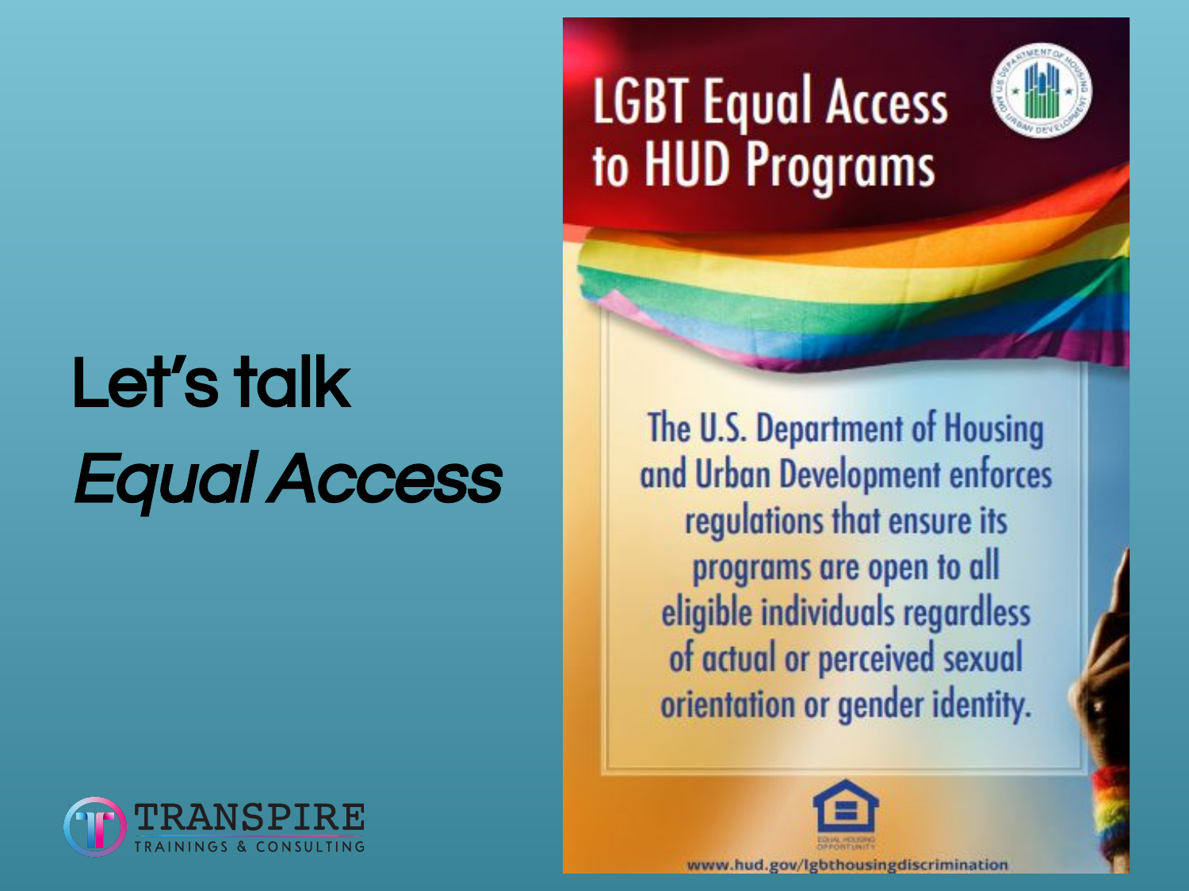# Let's talk *Equal Access*

## LGBT Equal Access to HUD Programs

The U.S. Department of Housing and Urban Development enforces regulations that ensure its programs are open to all eligible individuals regardless of actual or perceived sexual orientation or gender identity.

www.hud.gov/lgbthousingdiscrimination

TRANSPIRE
TRAININGS & CONSULTING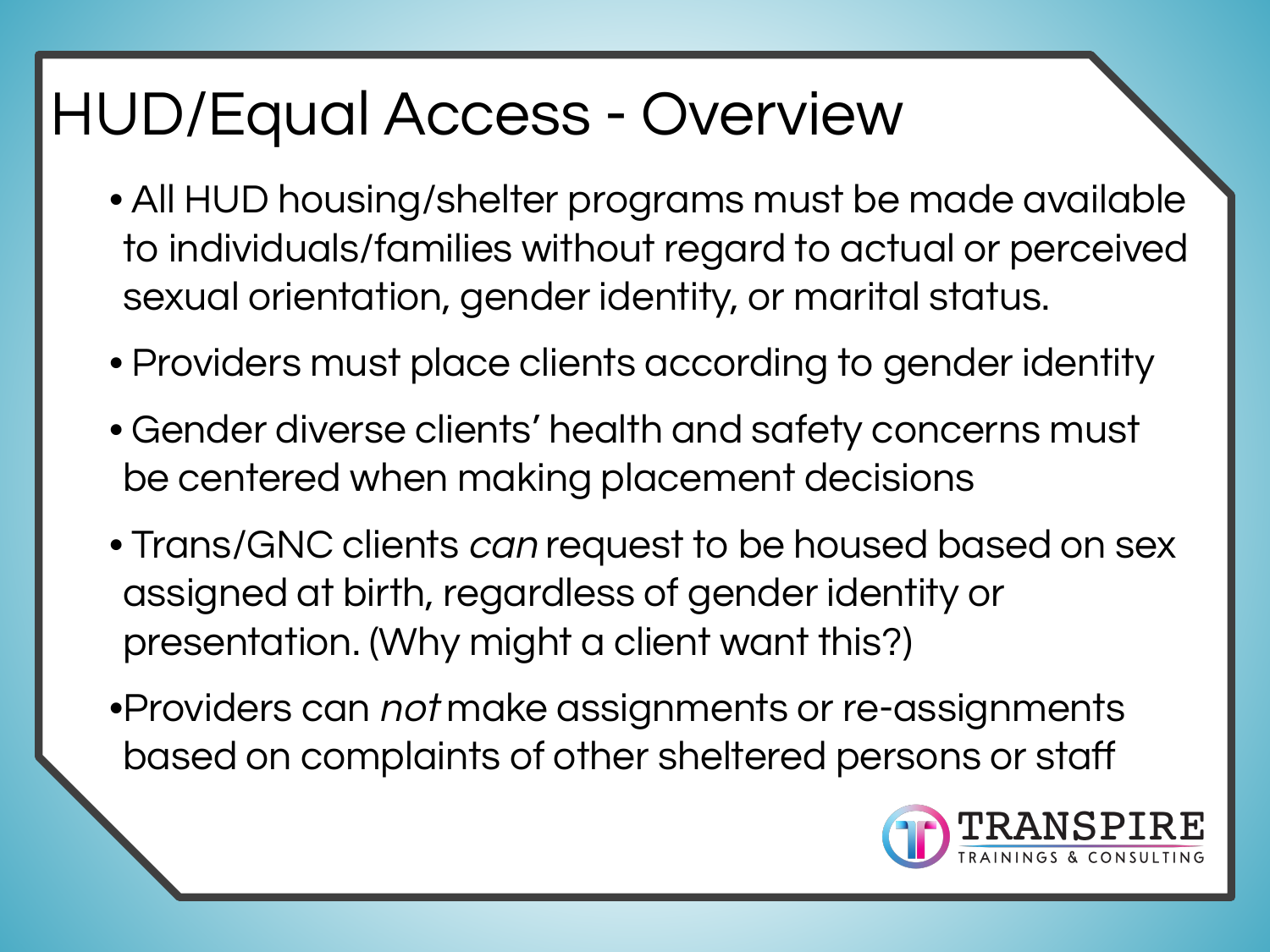# HUD/Equal Access - Overview

- All HUD housing/shelter programs must be made available to individuals/families without regard to actual or perceived sexual orientation, gender identity, or marital status.
- Providers must place clients according to gender identity
- Gender diverse clients' health and safety concerns must be centered when making placement decisions
- Trans/GNC clients *can* request to be housed based on sex assigned at birth, regardless of gender identity or presentation. (Why might a client want this?)
- Providers can *not* make assignments or re-assignments based on complaints of other sheltered persons or staff

TRANSPIRE
TRAININGS & CONSULTING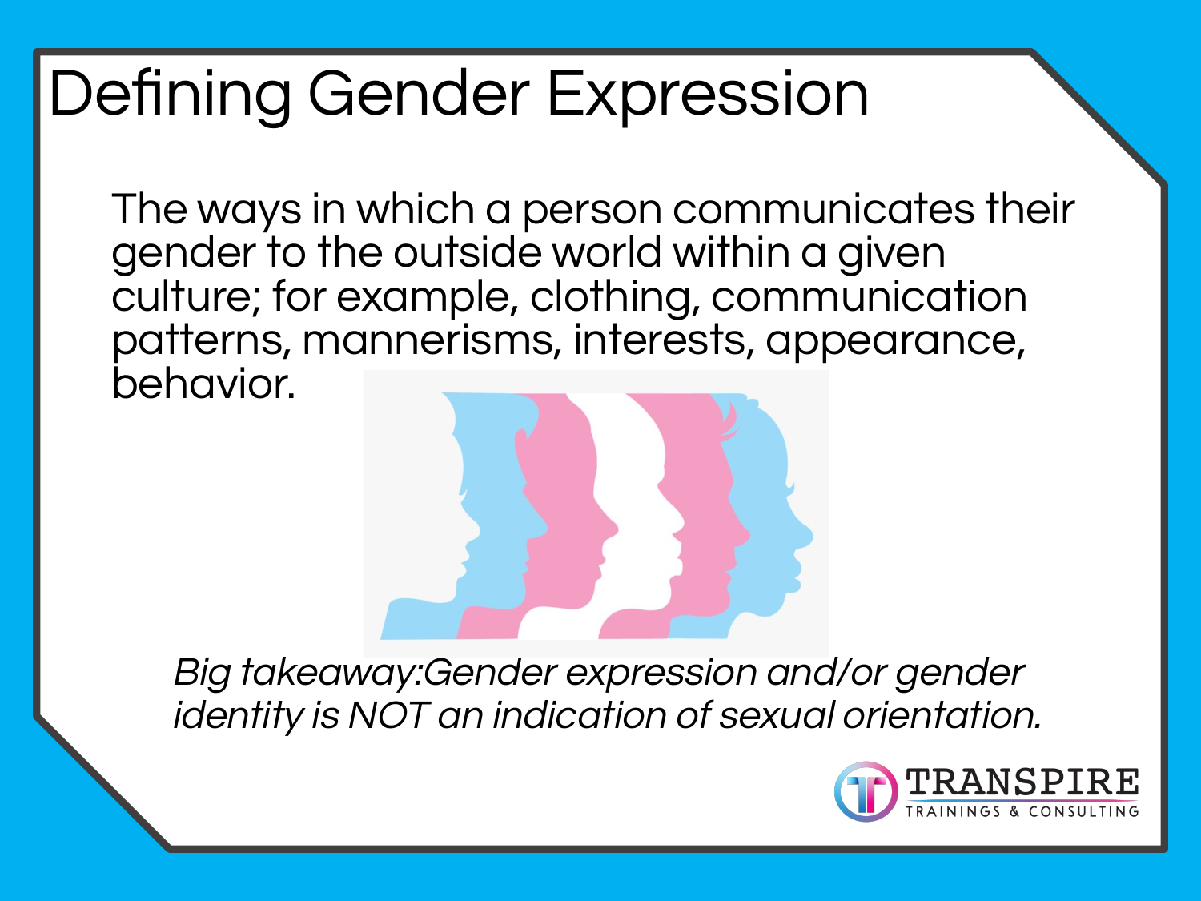# Defining Gender Expression

The ways in which a person communicates their gender to the outside world within a given culture; for example, clothing, communication patterns, mannerisms, interests, appearance, behavior.

*Big takeaway:Gender expression and/or gender identity is NOT an indication of sexual orientation.*

TRANSPIRE TRAININGS & CONSULTING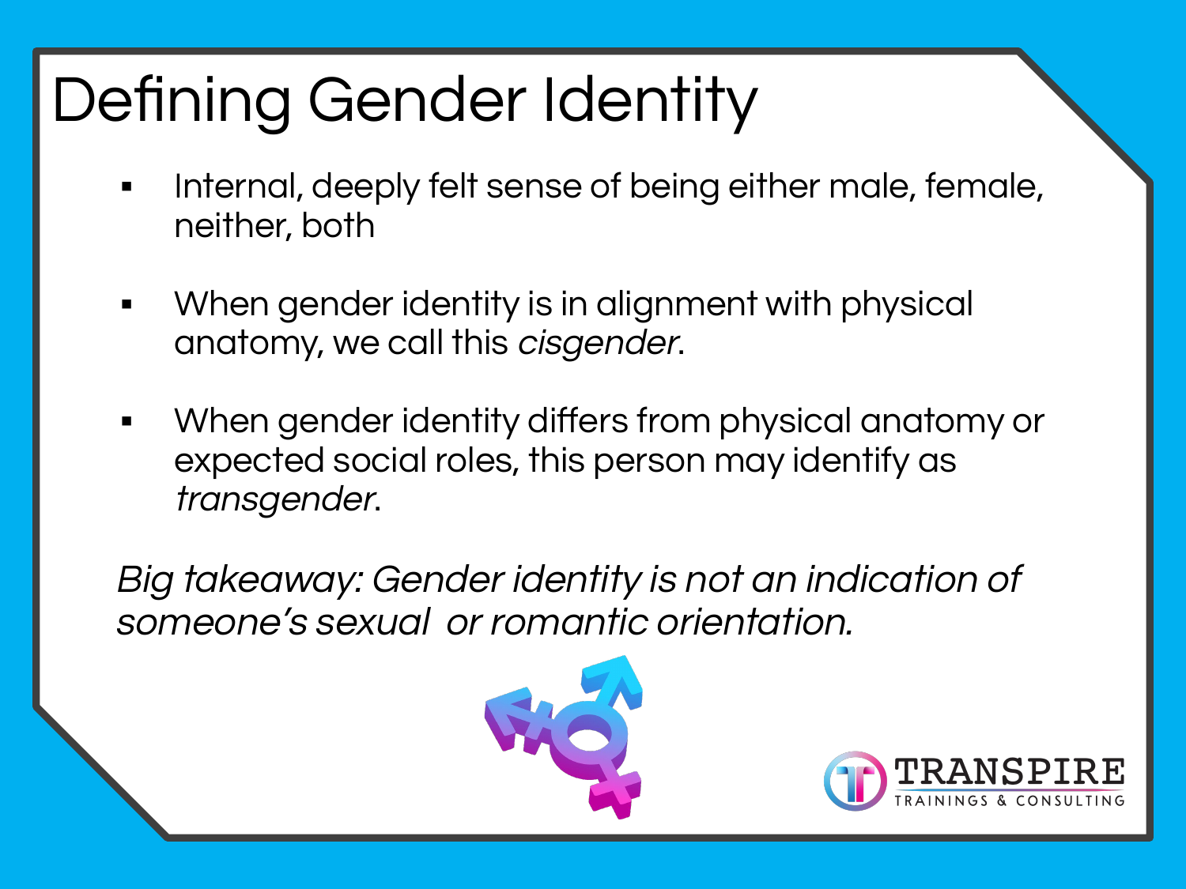# Defining Gender Identity

- Internal, deeply felt sense of being either male, female, neither, both

- When gender identity is in alignment with physical anatomy, we call this *cisgender*.

- When gender identity differs from physical anatomy or expected social roles, this person may identify as *transgender*.

*Big takeaway: Gender identity is not an indication of someone's sexual or romantic orientation.*

TRANSPIRE
TRAININGS & CONSULTING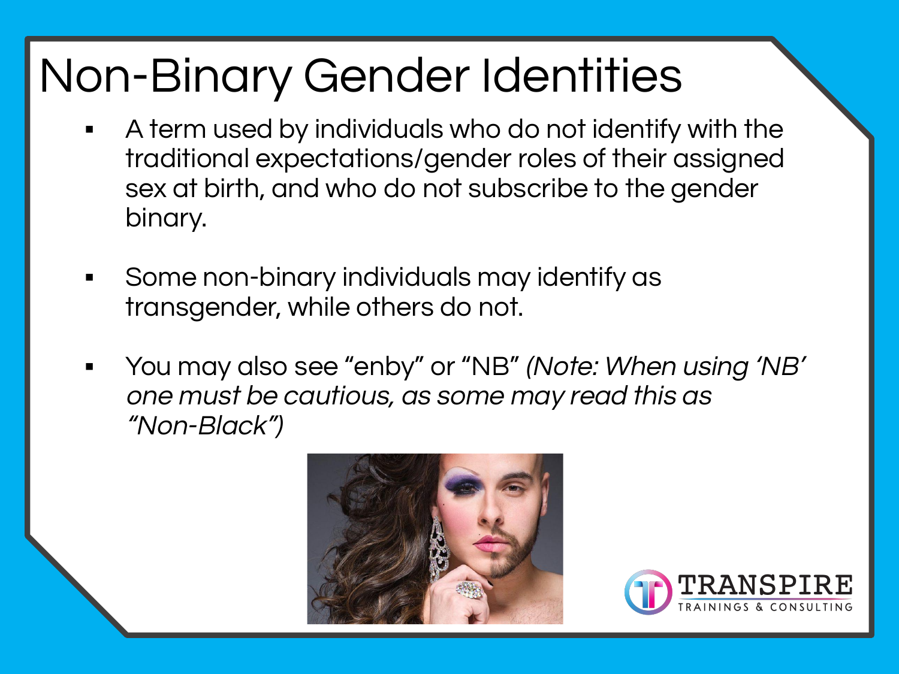# Non-Binary Gender Identities

- A term used by individuals who do not identify with the traditional expectations/gender roles of their assigned sex at birth, and who do not subscribe to the gender binary.
- Some non-binary individuals may identify as transgender, while others do not.
- You may also see "enby" or "NB" *(Note: When using 'NB' one must be cautious, as some may read this as "Non-Black")*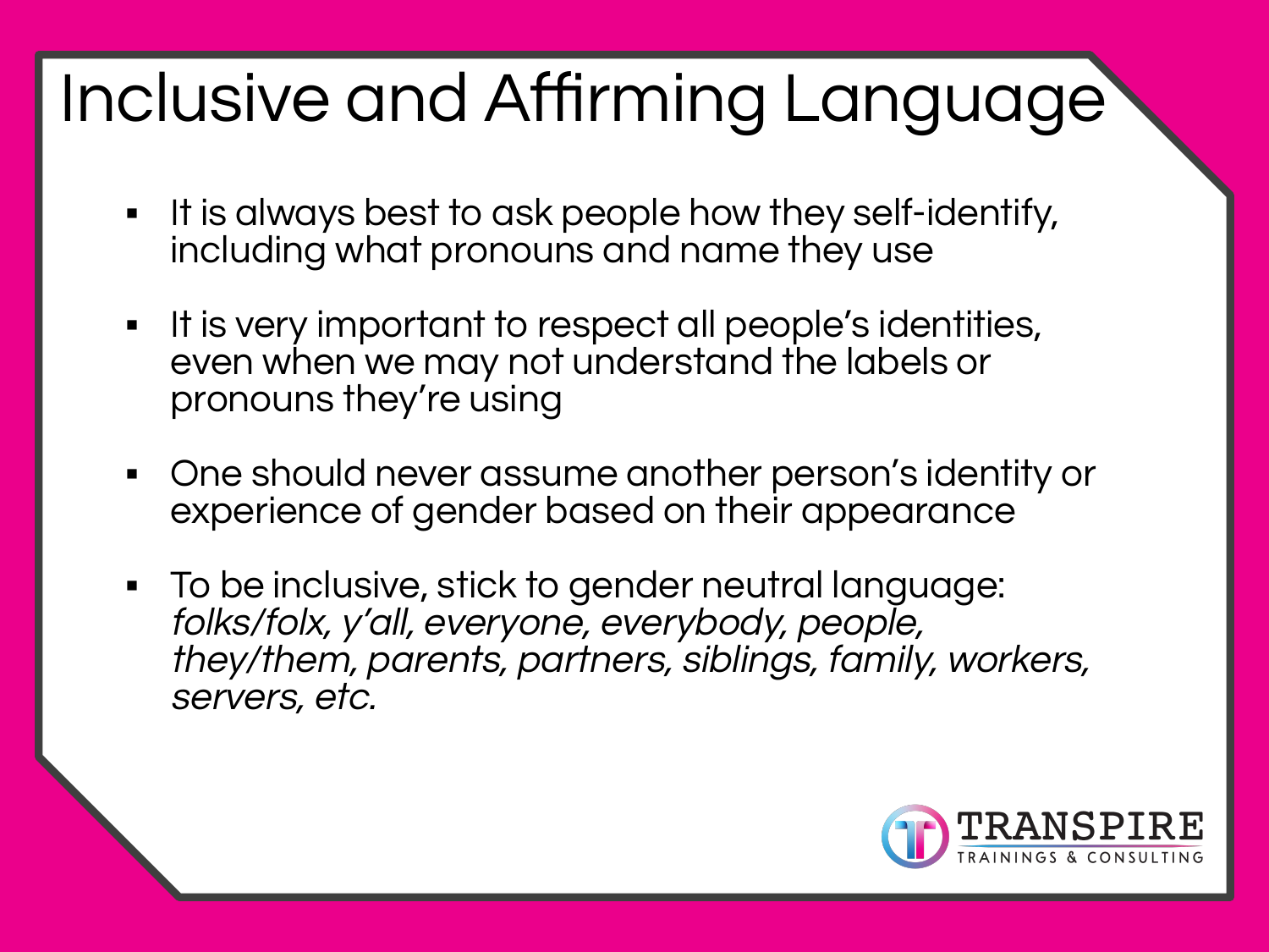# Inclusive and Affirming Language

- It is always best to ask people how they self-identify, including what pronouns and name they use

- It is very important to respect all people's identities, even when we may not understand the labels or pronouns they're using

- One should never assume another person's identity or experience of gender based on their appearance

- To be inclusive, stick to gender neutral language: *folks/folx, y'all, everyone, everybody, people, they/them, parents, partners, siblings, family, workers, servers, etc.*

TRANSPIRE
TRAININGS & CONSULTING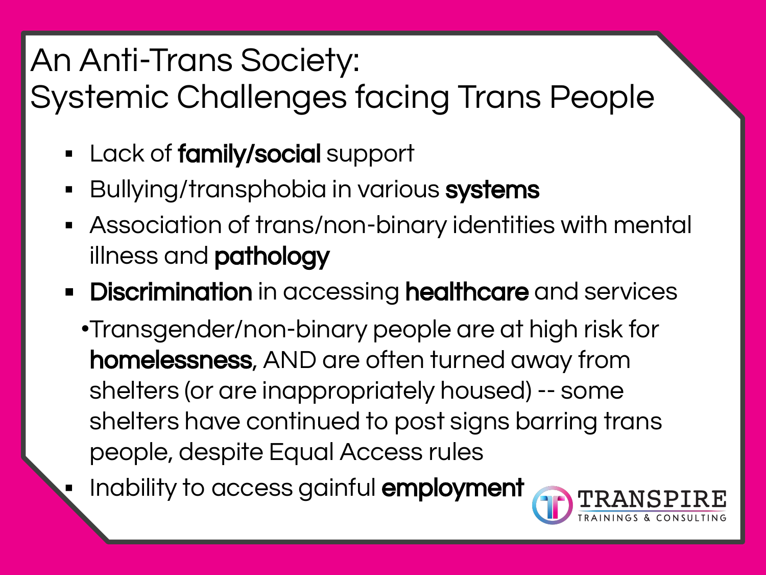# An Anti-Trans Society: Systemic Challenges facing Trans People

- Lack of **family/social** support
- Bullying/transphobia in various **systems**
- Association of trans/non-binary identities with mental illness and **pathology**
- **Discrimination** in accessing **healthcare** and services
  - Transgender/non-binary people are at high risk for **homelessness**, AND are often turned away from shelters (or are inappropriately housed) -- some shelters have continued to post signs barring trans people, despite Equal Access rules
- Inability to access gainful **employment**

TRANSPIRE TRAININGS & CONSULTING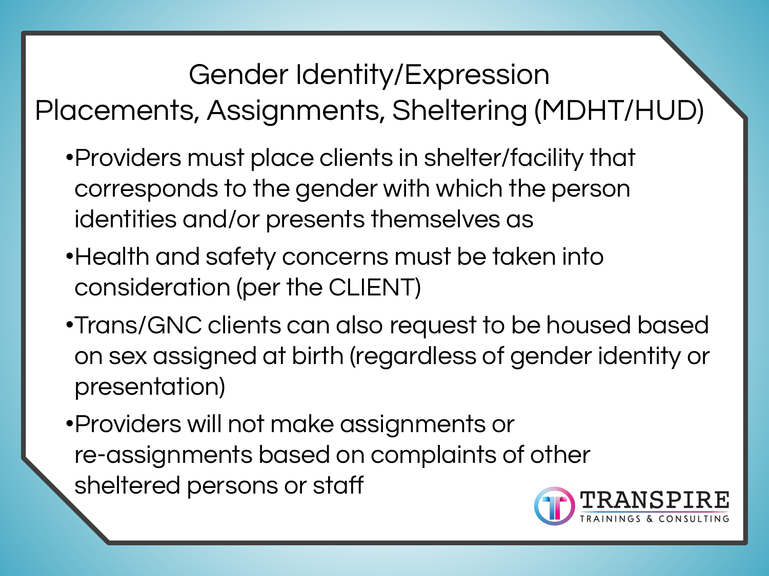# Gender Identity/Expression Placements, Assignments, Sheltering (MDHT/HUD)

- Providers must place clients in shelter/facility that corresponds to the gender with which the person identities and/or presents themselves as
- Health and safety concerns must be taken into consideration (per the CLIENT)
- Trans/GNC clients can also request to be housed based on sex assigned at birth (regardless of gender identity or presentation)
- Providers will not make assignments or re-assignments based on complaints of other sheltered persons or staff

TRANSPIRE TRAININGS & CONSULTING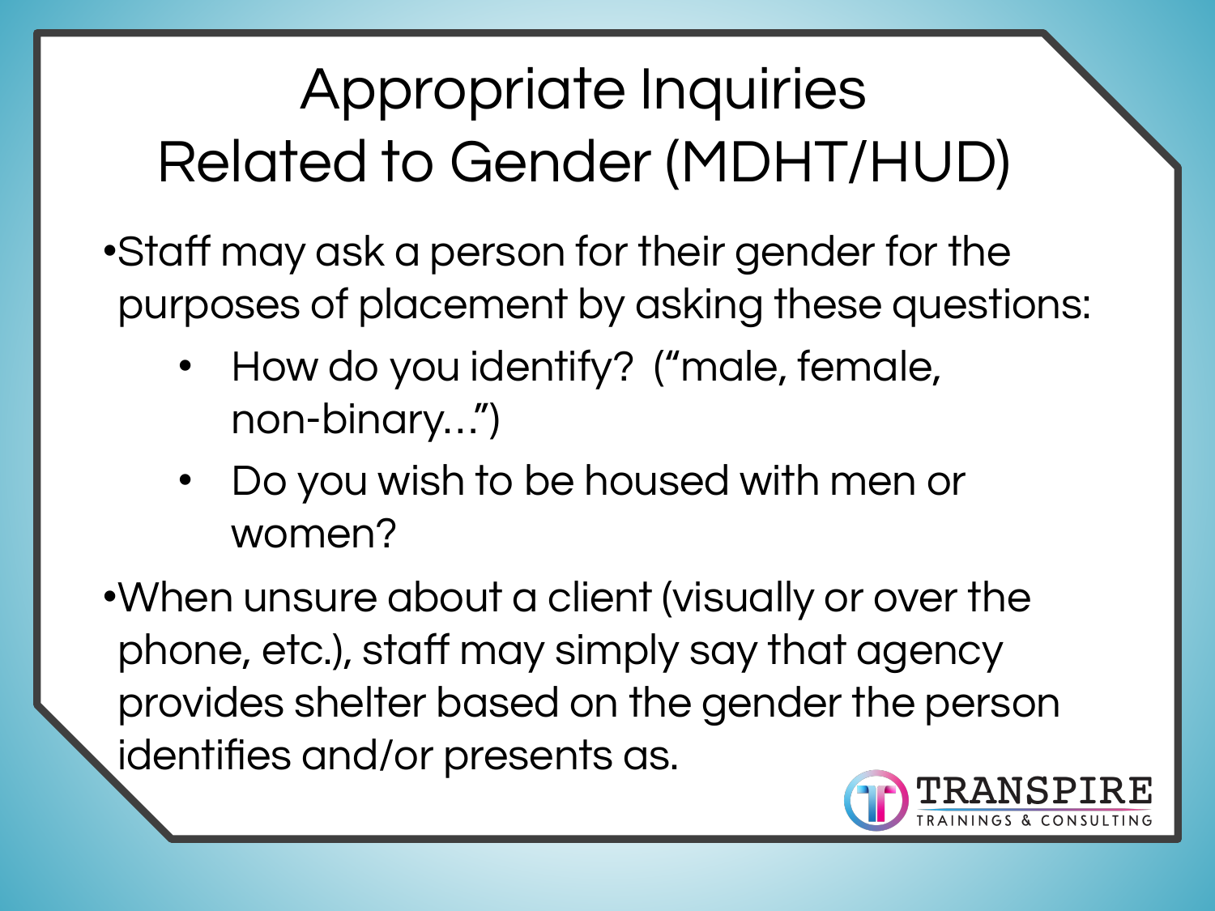# Appropriate Inquiries Related to Gender (MDHT/HUD)

- Staff may ask a person for their gender for the purposes of placement by asking these questions:
  - How do you identify? ("male, female, non-binary…")
  - Do you wish to be housed with men or women?
- When unsure about a client (visually or over the phone, etc.), staff may simply say that agency provides shelter based on the gender the person identifies and/or presents as.

TRANSPIRE TRAININGS & CONSULTING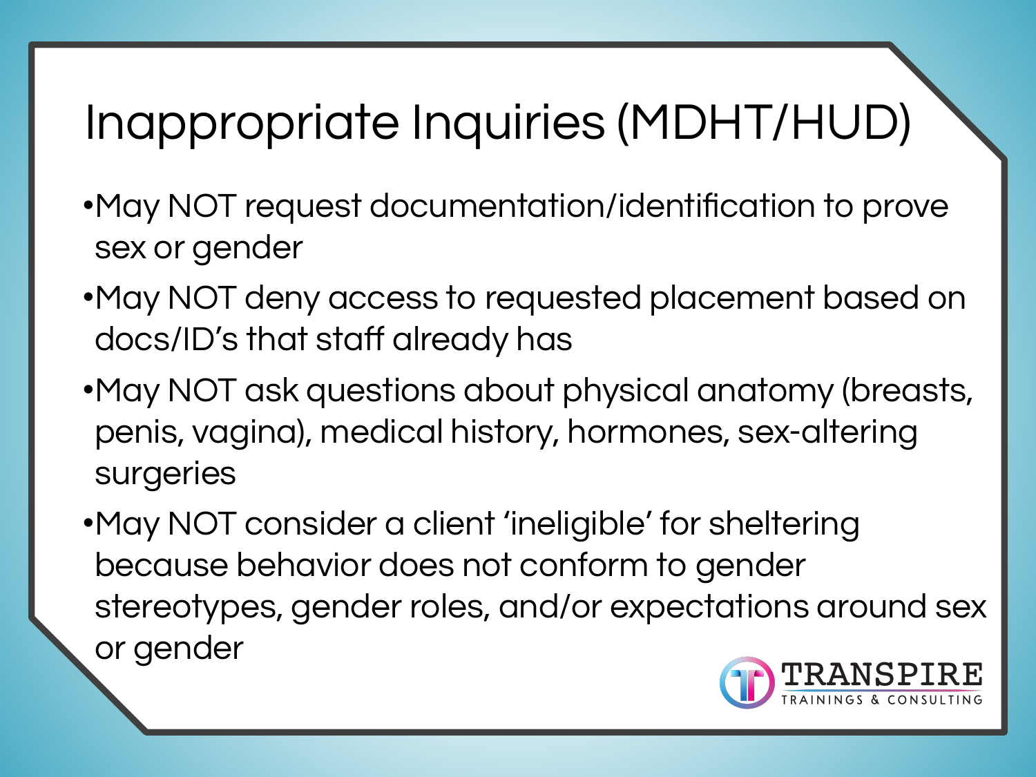# Inappropriate Inquiries (MDHT/HUD)

- May NOT request documentation/identification to prove sex or gender
- May NOT deny access to requested placement based on docs/ID's that staff already has
- May NOT ask questions about physical anatomy (breasts, penis, vagina), medical history, hormones, sex-altering surgeries
- May NOT consider a client 'ineligible' for sheltering because behavior does not conform to gender stereotypes, gender roles, and/or expectations around sex or gender

TRANSPIRE TRAININGS & CONSULTING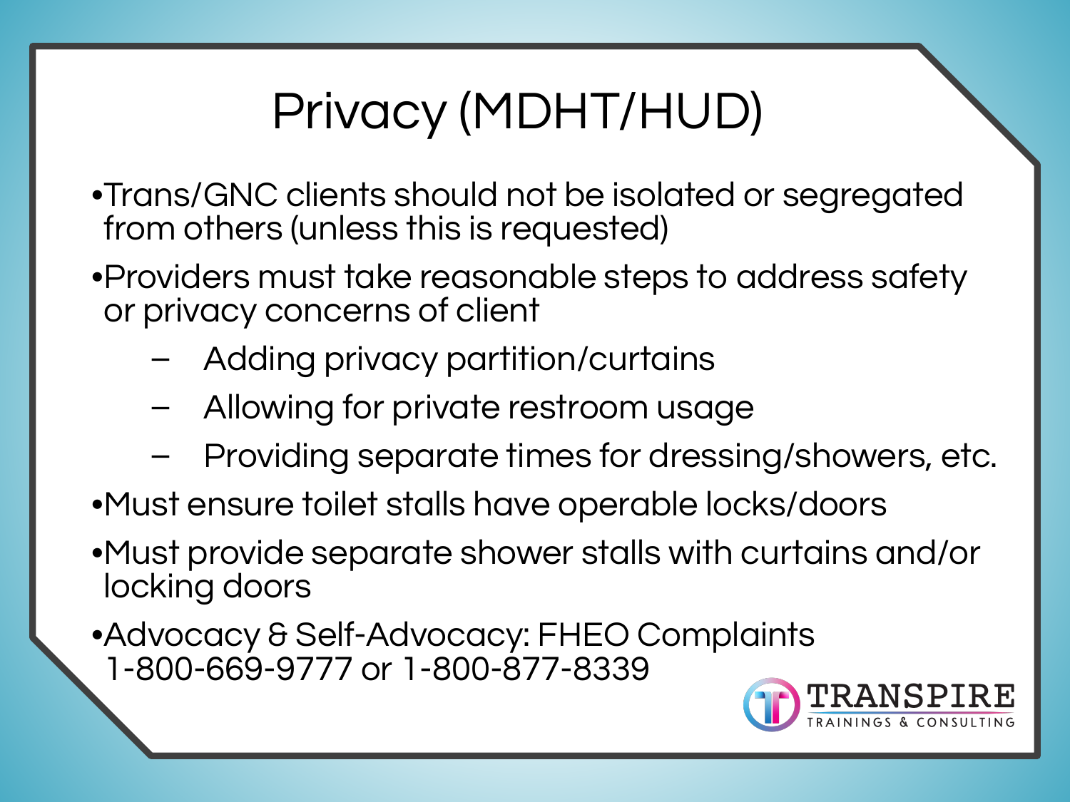# Privacy (MDHT/HUD)

- Trans/GNC clients should not be isolated or segregated from others (unless this is requested)
- Providers must take reasonable steps to address safety or privacy concerns of client
  - Adding privacy partition/curtains
  - Allowing for private restroom usage
  - Providing separate times for dressing/showers, etc.
- Must ensure toilet stalls have operable locks/doors
- Must provide separate shower stalls with curtains and/or locking doors
- Advocacy & Self-Advocacy: FHEO Complaints 1-800-669-9777 or 1-800-877-8339

TRANSPIRE
TRAININGS & CONSULTING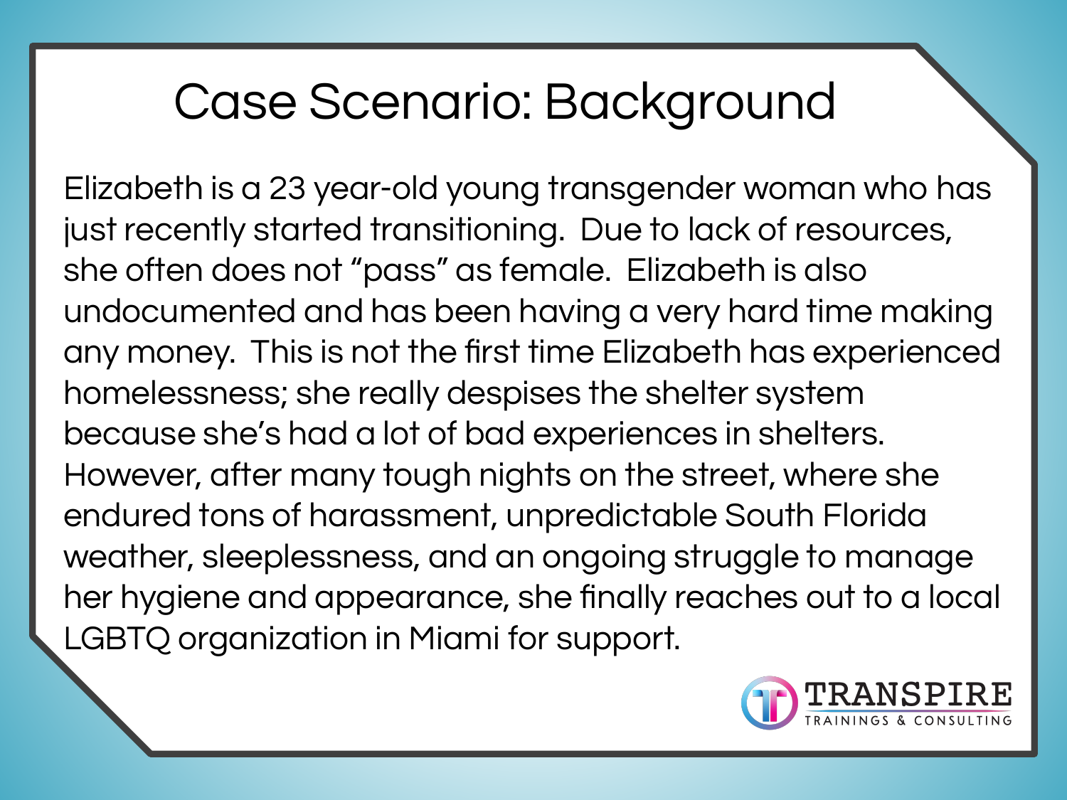# Case Scenario: Background

Elizabeth is a 23 year-old young transgender woman who has just recently started transitioning. Due to lack of resources, she often does not "pass" as female. Elizabeth is also undocumented and has been having a very hard time making any money. This is not the first time Elizabeth has experienced homelessness; she really despises the shelter system because she's had a lot of bad experiences in shelters. However, after many tough nights on the street, where she endured tons of harassment, unpredictable South Florida weather, sleeplessness, and an ongoing struggle to manage her hygiene and appearance, she finally reaches out to a local LGBTQ organization in Miami for support.

TRANSPIRE
TRAININGS & CONSULTING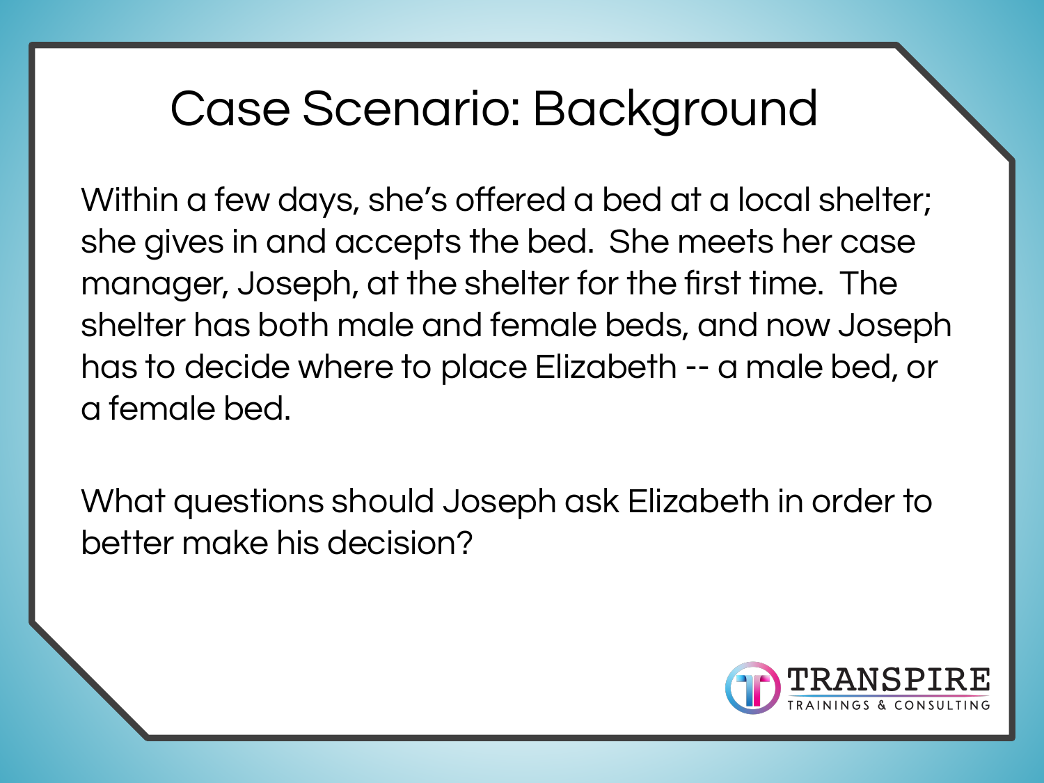# Case Scenario: Background

Within a few days, she's offered a bed at a local shelter; she gives in and accepts the bed. She meets her case manager, Joseph, at the shelter for the first time. The shelter has both male and female beds, and now Joseph has to decide where to place Elizabeth -- a male bed, or a female bed.

What questions should Joseph ask Elizabeth in order to better make his decision?

TRANSPIRE
TRAININGS & CONSULTING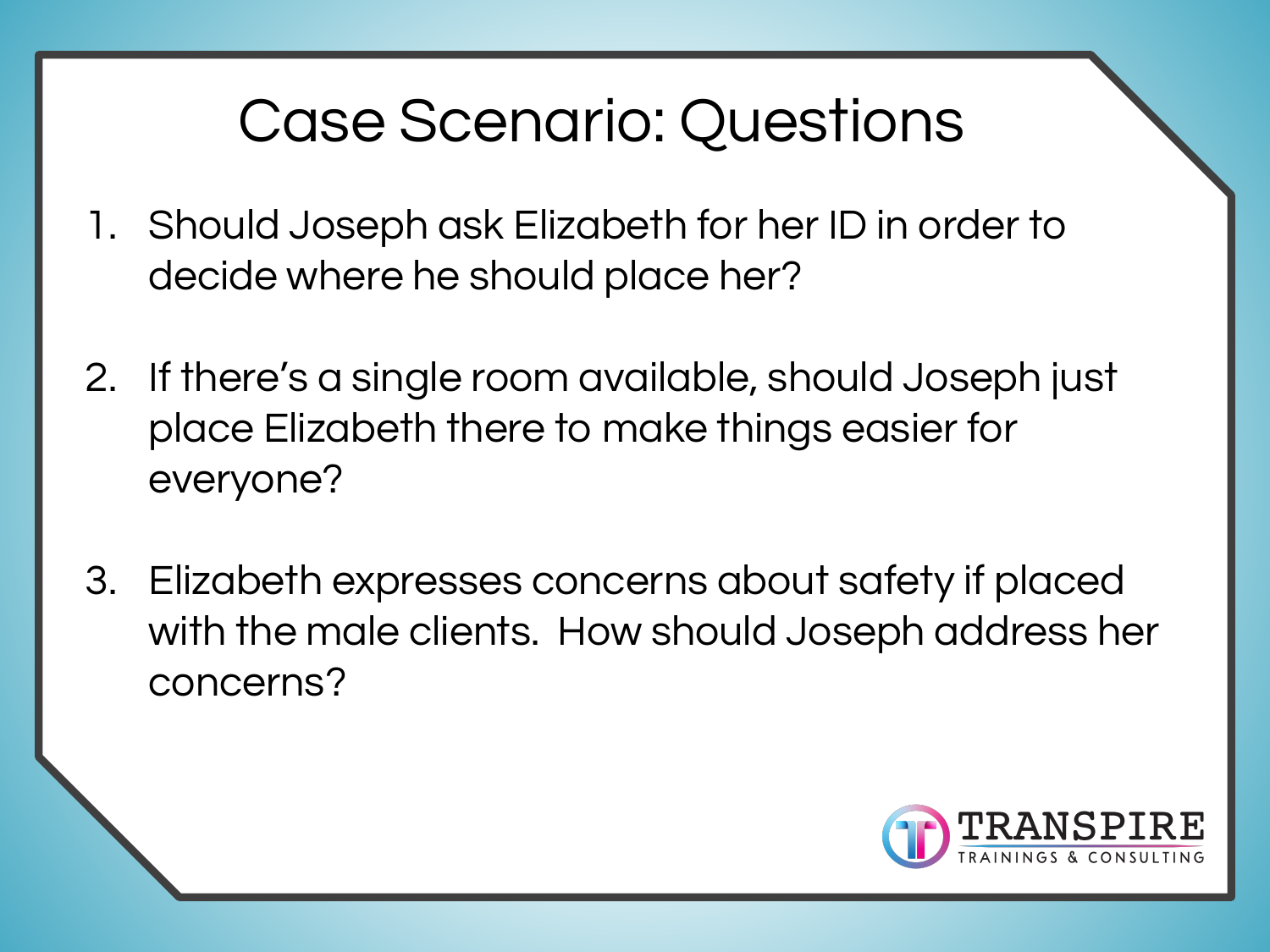# Case Scenario: Questions

1. Should Joseph ask Elizabeth for her ID in order to decide where he should place her?

2. If there's a single room available, should Joseph just place Elizabeth there to make things easier for everyone?

3. Elizabeth expresses concerns about safety if placed with the male clients. How should Joseph address her concerns?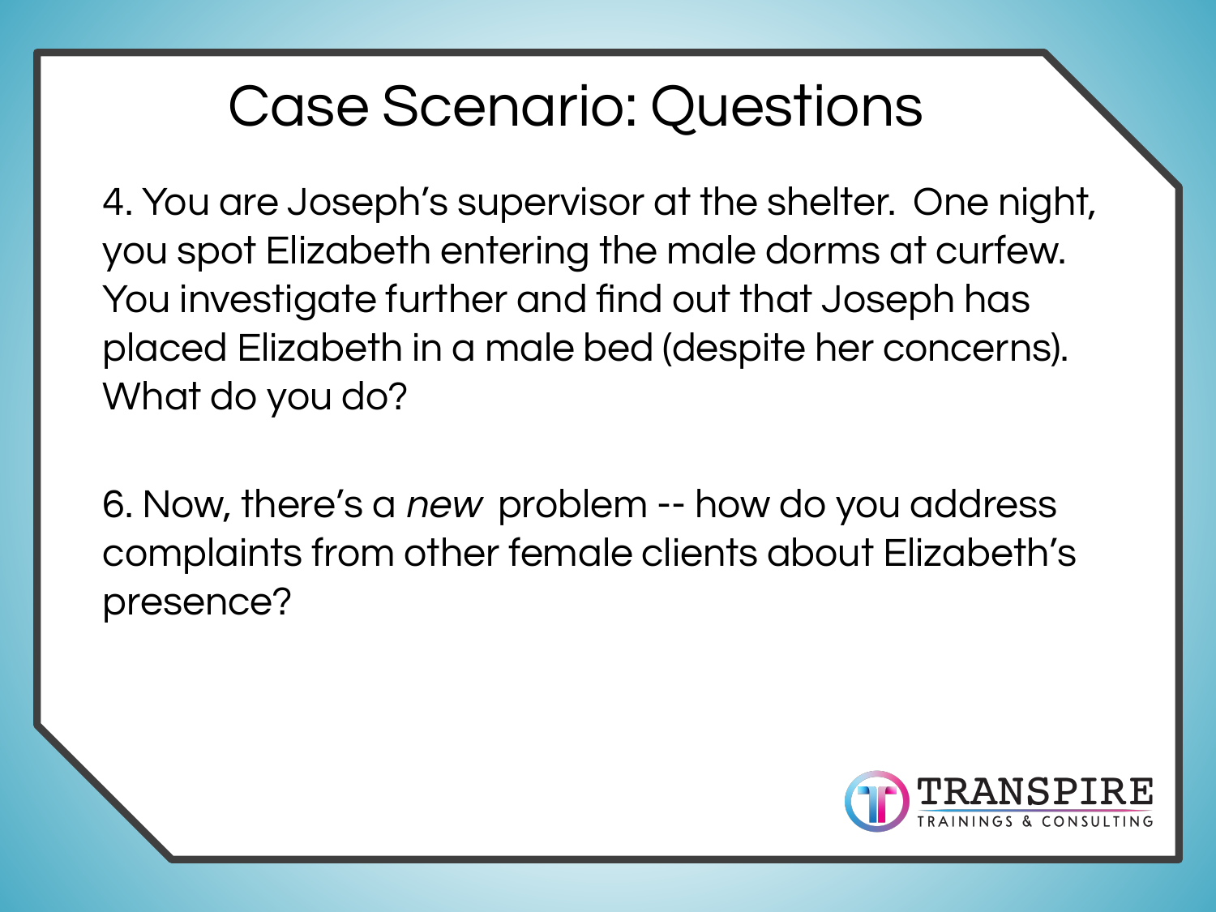# Case Scenario: Questions

4. You are Joseph's supervisor at the shelter. One night, you spot Elizabeth entering the male dorms at curfew. You investigate further and find out that Joseph has placed Elizabeth in a male bed (despite her concerns). What do you do?

6. Now, there's a *new* problem -- how do you address complaints from other female clients about Elizabeth's presence?

TRANSPIRE
TRAININGS & CONSULTING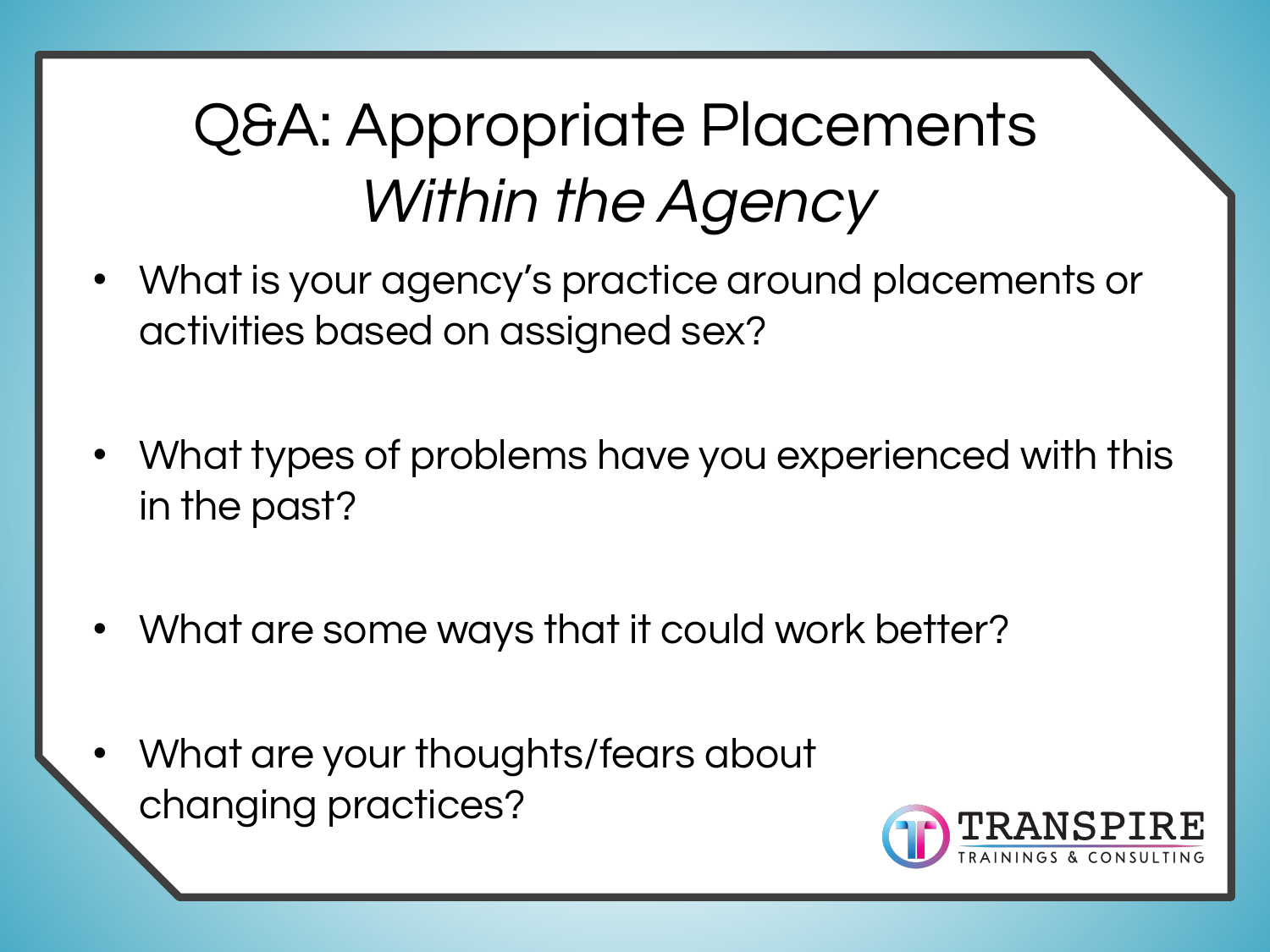# Q&A: Appropriate Placements *Within the Agency*

- What is your agency's practice around placements or activities based on assigned sex?
- What types of problems have you experienced with this in the past?
- What are some ways that it could work better?
- What are your thoughts/fears about changing practices?

TRANSPIRE TRAININGS & CONSULTING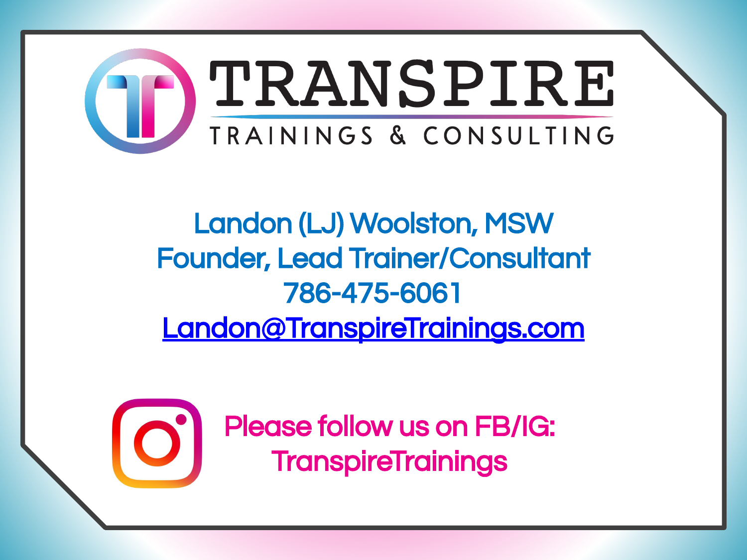# TRANSPIRE

TRAININGS & CONSULTING

Landon (LJ) Woolston, MSW

Founder, Lead Trainer/Consultant

786-475-6061

Landon@TranspireTrainings.com

Please follow us on FB/IG:

TranspireTrainings